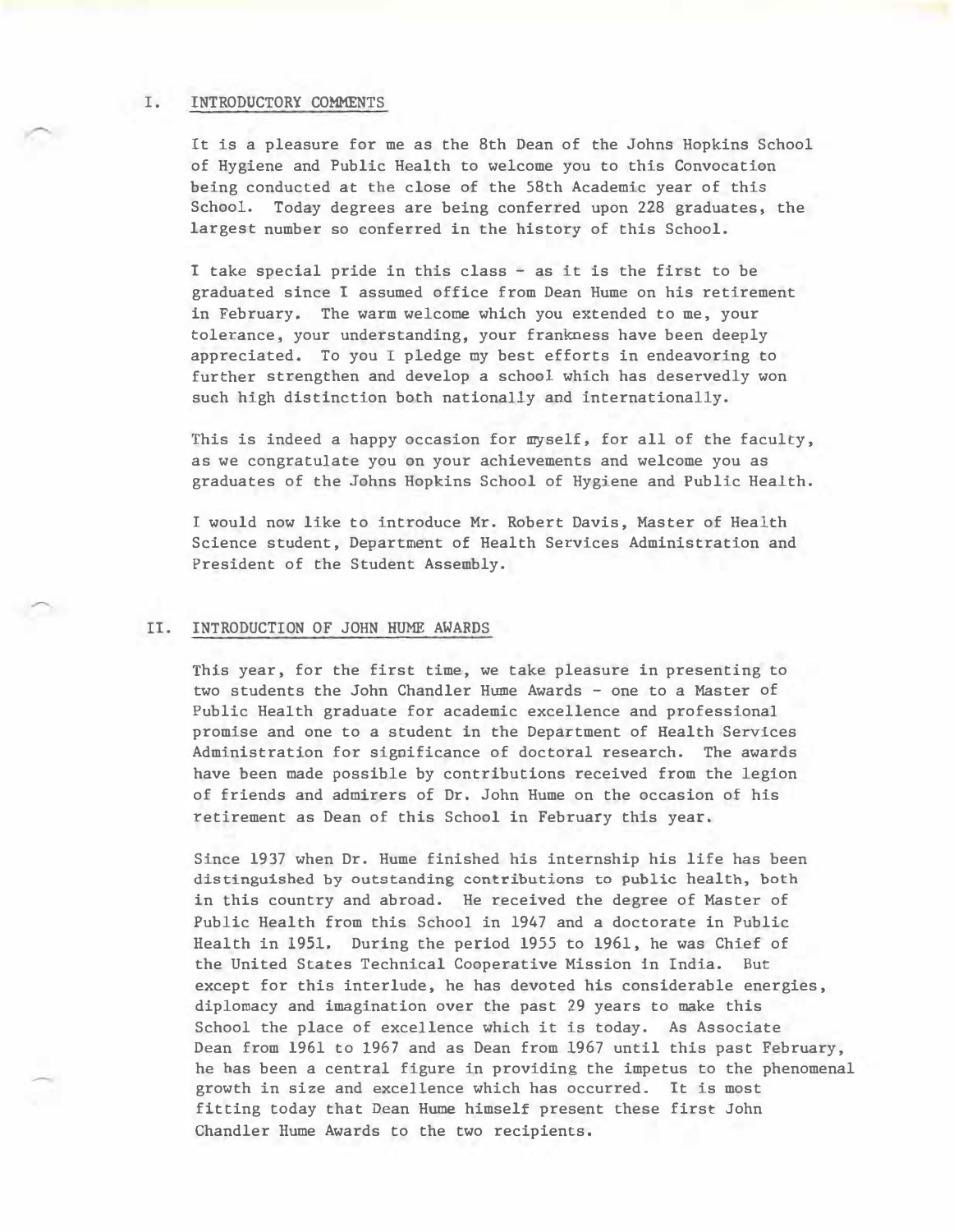## I. INTRODUCTORY COMMENTS

It is a pleasure for me as the 8th Dean of the Johns Hopkins School of Hygiene and Public Health to welcome you to this Convocation being conducted at the close of the 58th Academic year of this School. Today degrees are being conferred upon 228 graduates, the largest number so conferred in the history of this School.

I take special pride in this class - as it is the first to be graduated since I assumed office from Dean Hume on his retirement in February. The warm welcome which you extended to me, your tolerance, your understanding, your frankness have been deeply appreciated. To you I pledge my best efforts in endeavoring to further strengthen and develop a school which has deservedly won such high distinction both nationally and internationally.

This is indeed a happy occasion for myself, for all of the faculty, as we congratulate you on your achievements and welcome you as graduates of the Johns Hopkins School of Hygiene and Public Health.

I would now like to introduce Mr. Robert Davis, Master of Health Science student, Department of Health Services Administration and President of the Student Assembly.

## II. INTRODUCTION OF JOHN HUME AWARDS

This year, for the first time, we take pleasure in presenting to two students the John Chandler Hume Awards - one to a Master of Public Health graduate for academic excellence and professional promise and one to a student in the Department of Health Services Administration for significance of doctoral research. The awards have been made possible by contributions received from the legion of friends and admirers of Dr. John Hume on the occasion of his retirement as Dean of this School in February this year.

Since 1937 when Dr. Hume finished his internship his life has been distinguished by outstanding contributions to public health, both in this country and abroad. He received the degree of Master of Public Health from this School in 1947 and a doctorate in Public Health in 1951. During the period 1955 to 1961, he was Chief of the United States Technical Cooperative Mission in India. But except for this interlude, he has devoted his considerable energies, diplomacy and imagination over the past 29 years to make this School the place of excellence which it is today. As Associate Dean from 1961 to 1967 and as Dean from 1967 until this past February, he has been a central figure in providing the impetus to the phenomenal growth in size and excellence which has occurred. It is most fitting today that Dean Hume himself present these first John Chandler Hume Awards to the two recipients.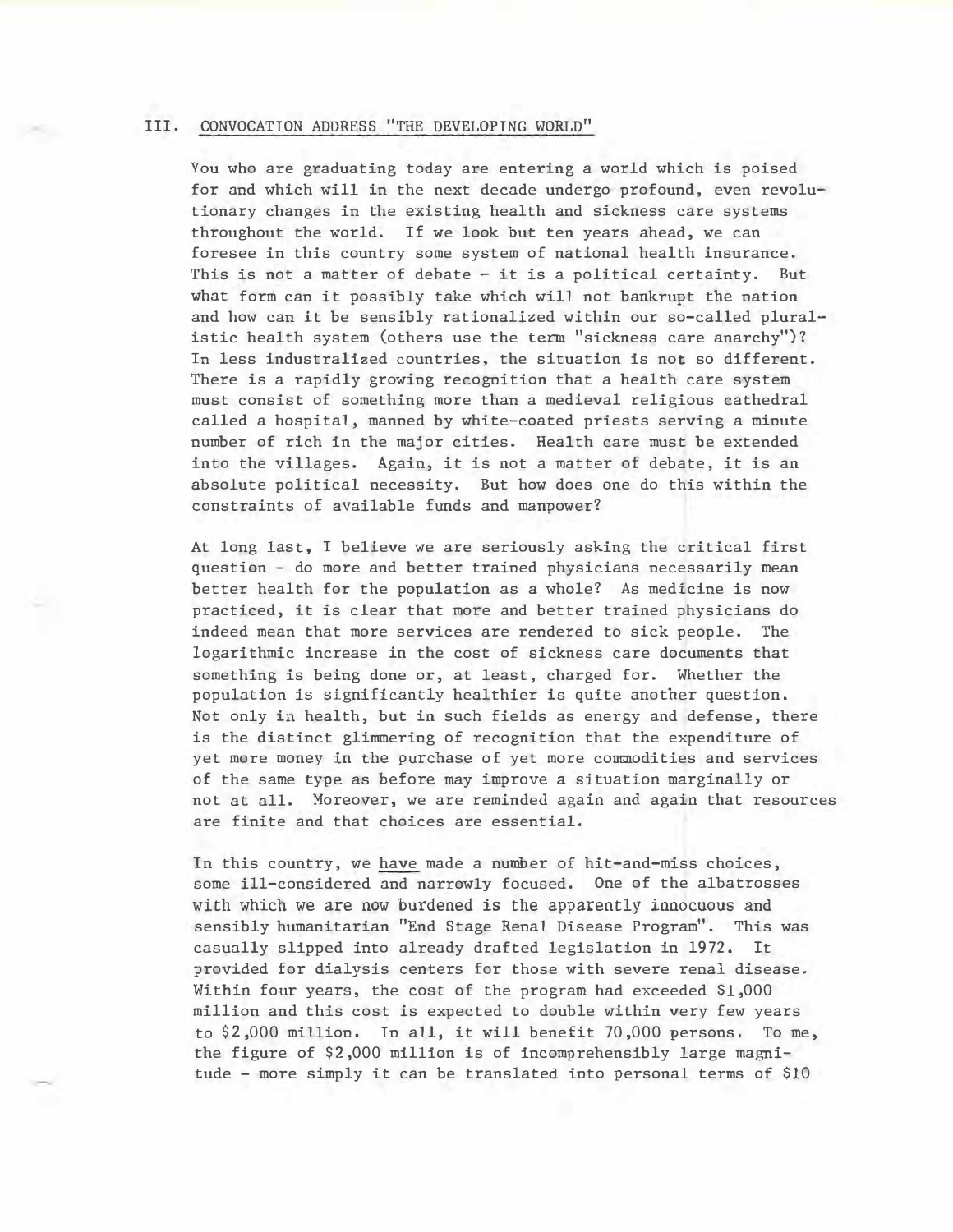## III. CONVOCATION ADDRESS "THE DEVELOPING WORLD"

You who are graduating today are entering a world which is poised for and which will in the next decade undergo profound, even revolutionary changes in the existing health and sickness care systems throughout the world. If we look but ten years ahead, we can foresee in this country some system of national health insurance. This is not a matter of debate - it is a political certainty. But what form can it possibly take which will not bankrupt the nation and how can it be sensibly rationalized within our so-called pluralistic health system (others use the term "sickness care anarchy")? In less industralized countries, the situation is not so different. There is a rapidly growing recognition that a health care system must consist of something more than a medieval religious cathedral called a hospital, manned by white-coated priests serving a minute number of rich in the major cities. Health care must be extended into the villages. Again, it is not a matter of debate, it is an absolute political necessity. But how does one do this within the constraints of available funds and manpower?

At long last, I believe we are seriously asking the critical first question - do more and better trained physicians necessarily mean better health for the population as a whole? As medicine is now practiced, it is clear that more and better trained physicians do indeed mean that more services are rendered to sick people. The logarithmic increase in the cost of sickness care documents that something is being done or, at least, charged for. Whether the population is significantly healthier is quite another question. Not only in health, but in such fields as energy and defense, there is the distinct glimmering of recognition that the expenditure of yet more money in the purchase of yet more commodities and services of the same type as before may improve a situation marginally or not at all. Moreover, we are reminded again and again that resources are finite and that choices are essential.

In this country, we <u>have</u> made a number of hit-and-miss choices, some ill-considered and narrowly focused. One of the albatrosses with which we are now burdened is the apparently innocuous and sensibly humanitarian "End Stage Renal Disease Program". This was casually slipped into already drafted legislation in 1972. It provided for dialysis centers for those with severe renal disease. Within four years, the cost of the program had exceeded $1,000 million and this cost is expected to double within very few years to $2,000 million. In all, it will benefit 70,000 persons. To me, the figure of $2,000 million is of incomprehensibly large magnitude - more simply it can be translated into personal terms of $10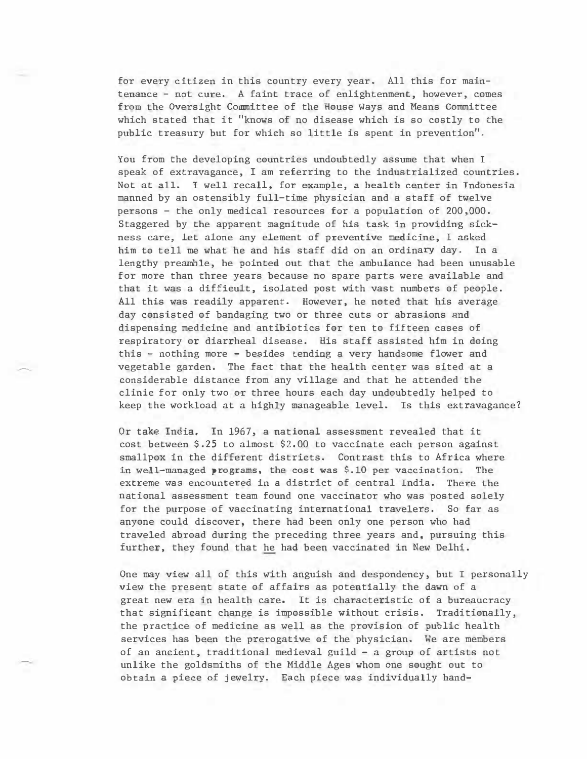for every citizen in this country every year. All this for maintenance - not cure. A faint trace of enlightenment, however, comes from the Oversight Committee of the House Ways and Means Committee which stated that it "knows of no disease which is so costly to the public treasury but for which so little is spent in prevention".

You from the developing countries undoubtedly assume that when I speak of extravagance, I am referring to the industrialized countries. Not at all. I well recall, for example, a health center in Indonesia manned by an ostensibly full-time physician and a staff of twelve persons - the only medical resources for a population of 200,000. Staggered by the apparent magnitude of his task in providing sickness care, let alone any element of preventive medicine, I asked him to tell me what he and his staff did on an ordinary day. In a lengthy preamble, he pointed out that the ambulance had been unusable for more than three years because no spare parts were available and that it was a difficult, isolated post with vast numbers of people. All this was readily apparent. However, he noted that his average day consisted of bandaging two or three cuts or abrasions and dispensing medicine and antibiotics for ten to fifteen cases of respiratory or diarrheal disease. His staff assisted him in doing this - nothing more - besides tending a very handsome flower and vegetable garden. The fact that the health center was sited at a considerable distance from any village and that he attended the clinic for only two or three hours each day undoubtedly helped to keep the workload at a highly manageable level. Is this extravagance?

Or take India. In 1967, a national assessment revealed that it cost between $.25 to almost $2.00 to vaccinate each person against smallpox in the different districts. Contrast this to Africa where in well-managed programs, the cost was $.10 per vaccination. The extreme was encountered in a district of central India. There the national assessment team found one vaccinator who was posted solely for the purpose of vaccinating international travelers. So far as anyone could discover, there had been only one person who had traveled abroad during the preceding three years and, pursuing this further, they found that <u>he</u> had been vaccinated in New Delhi.

One may view all of this with anguish and despondency, but I personally view the present state of affairs as potentially the dawn of a great new era in health care. It is characteristic of a bureaucracy that significant change is impossible without crisis. Traditionally, the practice of medicine as well as the provision of public health services has been the prerogative of the physician. We are members of an ancient, traditional medieval guild - a group of artists not unlike the goldsmiths of the Middle Ages whom one sought out to obtain a piece of jewelry. Each piece was individually hand-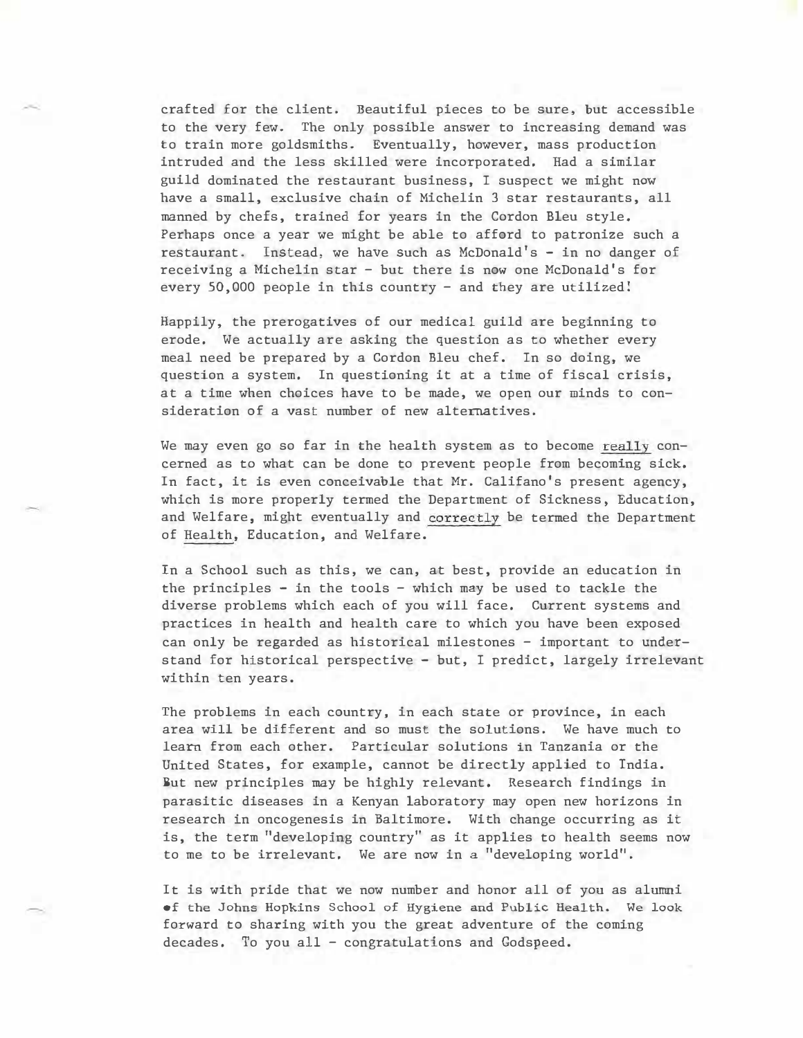crafted for the client. Beautiful pieces to be sure, but accessible to the very few. The only possible answer to increasing demand was to train more goldsmiths. Eventually, however, mass production intruded and the less skilled were incorporated. Had a similar guild dominated the restaurant business, I suspect we might now have a small, exclusive chain of Michelin 3 star restaurants, all manned by chefs, trained for years in the Cordon Bleu style. Perhaps once a year we might be able to afford to patronize such a restaurant. Instead, we have such as McDonald's - in no danger of receiving a Michelin star - but there is now one McDonald's for every 50,000 people in this country - and they are utilized!

Happily, the prerogatives of our medical guild are beginning to erode. We actually are asking the question as to whether every meal need be prepared by a Cordon Bleu chef. In so doing, we question a system. In questioning it at a time of fiscal crisis, at a time when choices have to be made, we open our minds to consideration of a vast number of new alternatives.

We may even go so far in the health system as to become <u>really</u> concerned as to what can be done to prevent people from becoming sick. In fact, it is even conceivable that Mr. Califano's present agency, which is more properly termed the Department of Sickness, Education, and Welfare, might eventually and <u>correctly</u> be termed the Department of <u>Health</u>, Education, and Welfare.

In a School such as this, we can, at best, provide an education in the principles - in the tools - which may be used to tackle the diverse problems which each of you will face. Current systems and practices in health and health care to which you have been exposed can only be regarded as historical milestones - important to understand for historical perspective - but, I predict, largely irrelevant within ten years.

The problems in each country, in each state or province, in each area will be different and so must the solutions. We have much to learn from each other. Particular solutions in Tanzania or the United States, for example, cannot be directly applied to India. But new principles may be highly relevant. Research findings in parasitic diseases in a Kenyan laboratory may open new horizons in research in oncogenesis in Baltimore. With change occurring as it is, the term "developing country" as it applies to health seems now to me to be irrelevant. We are now in a "developing world".

It is with pride that we now number and honor all of you as alumni of the Johns Hopkins School of Hygiene and Public Health. We look forward to sharing with you the great adventure of the coming decades. To you all - congratulations and Godspeed.